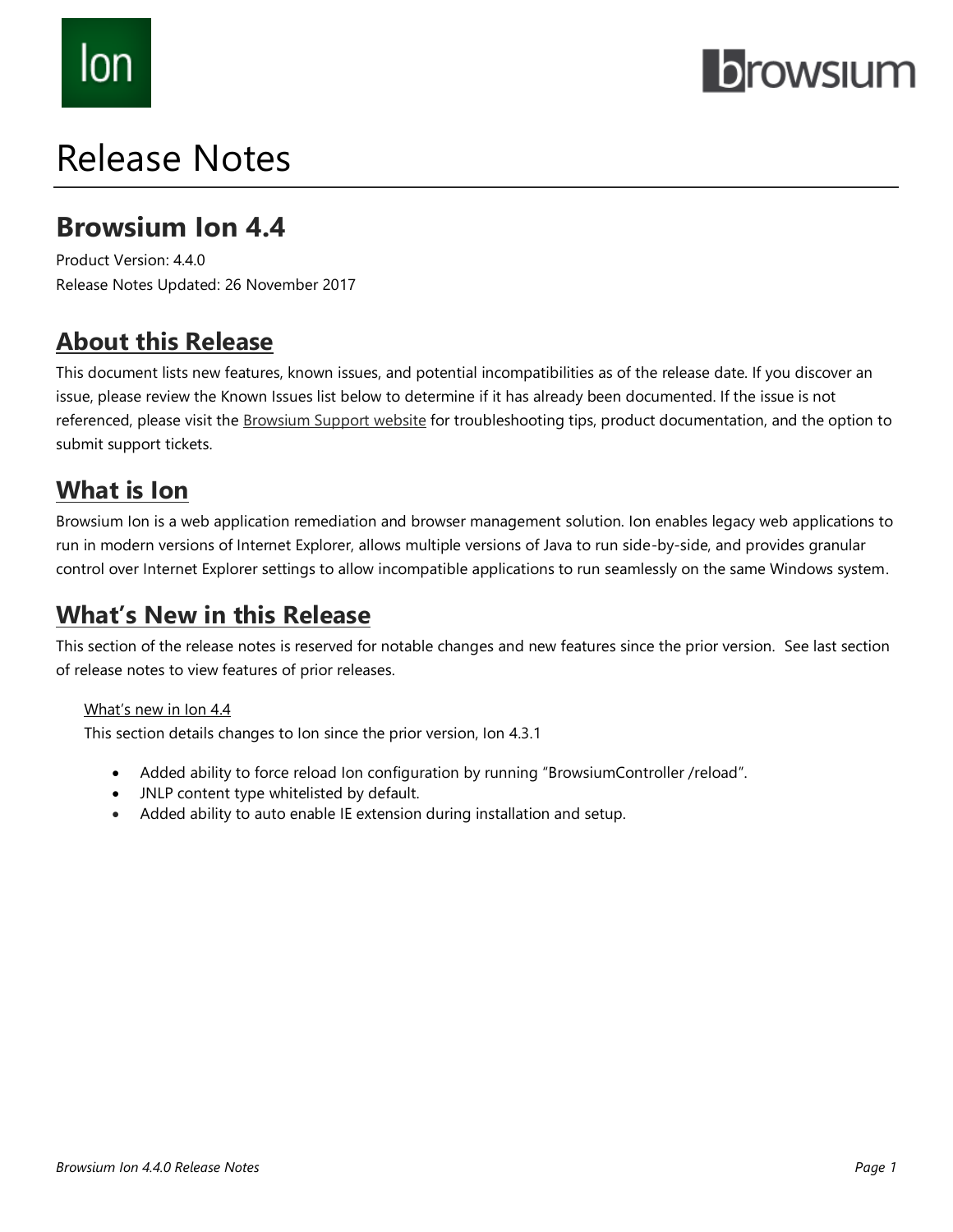# Release Notes

## Browsium Ion 4.4

Product Version: 4.4.0
Release Notes Updated: 26 November 2017

## About this Release

This document lists new features, known issues, and potential incompatibilities as of the release date. If you discover an issue, please review the Known Issues list below to determine if it has already been documented. If the issue is not referenced, please visit the Browsium Support website for troubleshooting tips, product documentation, and the option to submit support tickets.

## What is Ion

Browsium Ion is a web application remediation and browser management solution. Ion enables legacy web applications to run in modern versions of Internet Explorer, allows multiple versions of Java to run side-by-side, and provides granular control over Internet Explorer settings to allow incompatible applications to run seamlessly on the same Windows system.

## What's New in this Release

This section of the release notes is reserved for notable changes and new features since the prior version. See last section of release notes to view features of prior releases.

### What's new in Ion 4.4

This section details changes to Ion since the prior version, Ion 4.3.1

- Added ability to force reload Ion configuration by running "BrowsiumController /reload".
- JNLP content type whitelisted by default.
- Added ability to auto enable IE extension during installation and setup.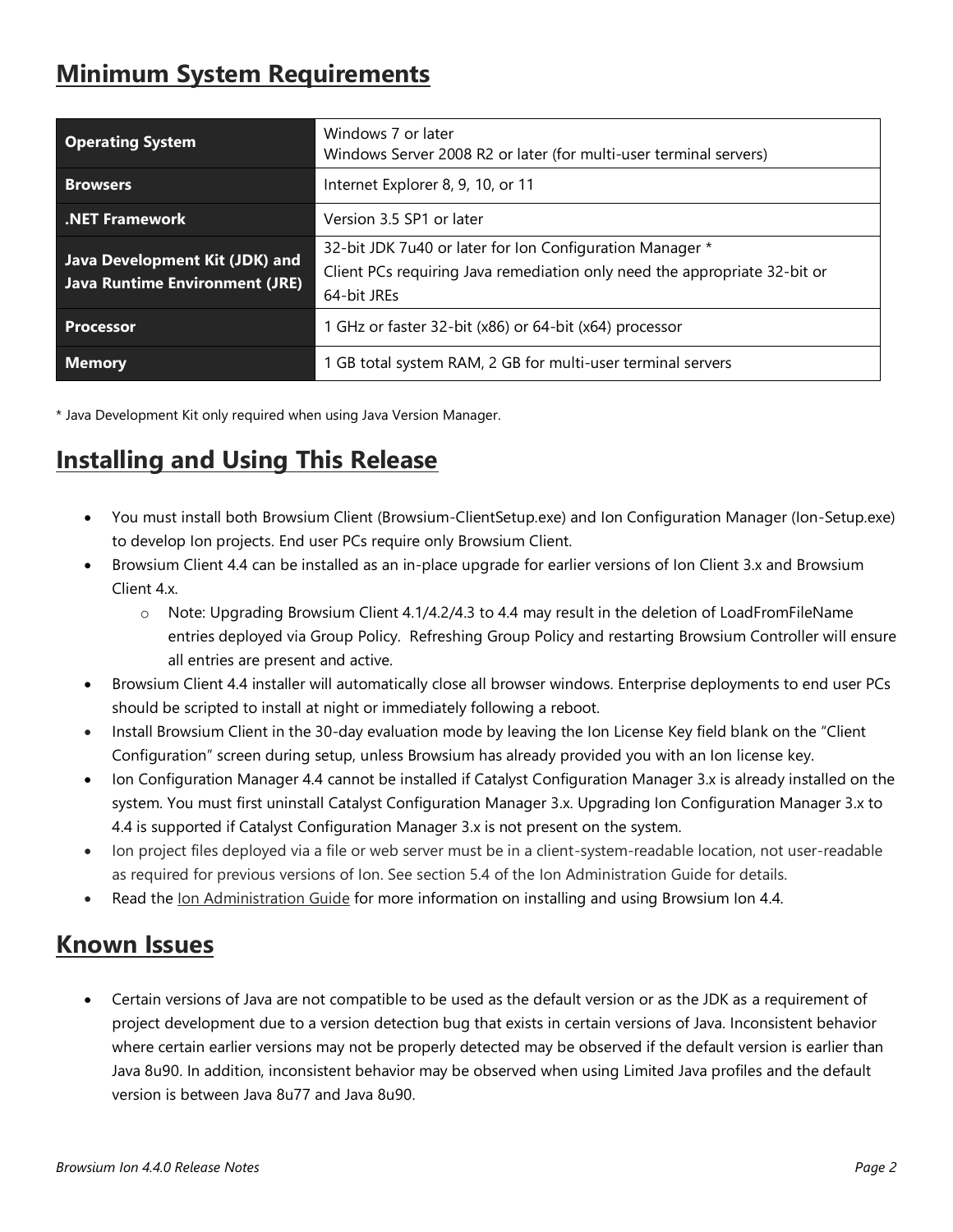## Minimum System Requirements

| | |
|---|---|
| **Operating System** | Windows 7 or later<br>Windows Server 2008 R2 or later (for multi-user terminal servers) |
| **Browsers** | Internet Explorer 8, 9, 10, or 11 |
| **.NET Framework** | Version 3.5 SP1 or later |
| **Java Development Kit (JDK) and Java Runtime Environment (JRE)** | 32-bit JDK 7u40 or later for Ion Configuration Manager *<br>Client PCs requiring Java remediation only need the appropriate 32-bit or 64-bit JREs |
| **Processor** | 1 GHz or faster 32-bit (x86) or 64-bit (x64) processor |
| **Memory** | 1 GB total system RAM, 2 GB for multi-user terminal servers |

* Java Development Kit only required when using Java Version Manager.

## Installing and Using This Release

- You must install both Browsium Client (Browsium-ClientSetup.exe) and Ion Configuration Manager (Ion-Setup.exe) to develop Ion projects. End user PCs require only Browsium Client.
- Browsium Client 4.4 can be installed as an in-place upgrade for earlier versions of Ion Client 3.x and Browsium Client 4.x.
    - Note: Upgrading Browsium Client 4.1/4.2/4.3 to 4.4 may result in the deletion of LoadFromFileName entries deployed via Group Policy. Refreshing Group Policy and restarting Browsium Controller will ensure all entries are present and active.
- Browsium Client 4.4 installer will automatically close all browser windows. Enterprise deployments to end user PCs should be scripted to install at night or immediately following a reboot.
- Install Browsium Client in the 30-day evaluation mode by leaving the Ion License Key field blank on the "Client Configuration" screen during setup, unless Browsium has already provided you with an Ion license key.
- Ion Configuration Manager 4.4 cannot be installed if Catalyst Configuration Manager 3.x is already installed on the system. You must first uninstall Catalyst Configuration Manager 3.x. Upgrading Ion Configuration Manager 3.x to 4.4 is supported if Catalyst Configuration Manager 3.x is not present on the system.
- Ion project files deployed via a file or web server must be in a client-system-readable location, not user-readable as required for previous versions of Ion. See section 5.4 of the Ion Administration Guide for details.
- Read the Ion Administration Guide for more information on installing and using Browsium Ion 4.4.

## Known Issues

- Certain versions of Java are not compatible to be used as the default version or as the JDK as a requirement of project development due to a version detection bug that exists in certain versions of Java. Inconsistent behavior where certain earlier versions may not be properly detected may be observed if the default version is earlier than Java 8u90. In addition, inconsistent behavior may be observed when using Limited Java profiles and the default version is between Java 8u77 and Java 8u90.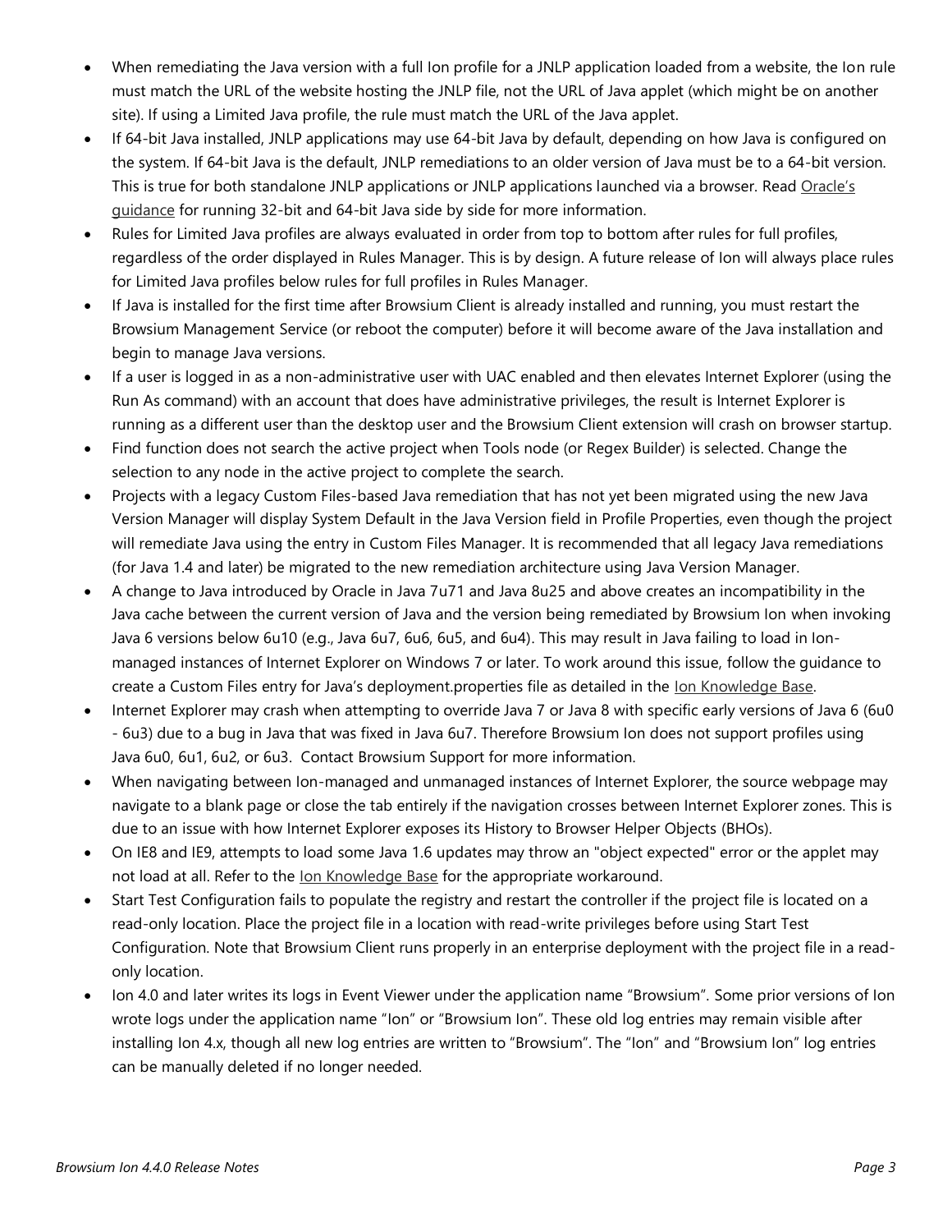- When remediating the Java version with a full Ion profile for a JNLP application loaded from a website, the Ion rule must match the URL of the website hosting the JNLP file, not the URL of Java applet (which might be on another site). If using a Limited Java profile, the rule must match the URL of the Java applet.
- If 64-bit Java installed, JNLP applications may use 64-bit Java by default, depending on how Java is configured on the system. If 64-bit Java is the default, JNLP remediations to an older version of Java must be to a 64-bit version. This is true for both standalone JNLP applications or JNLP applications launched via a browser. Read Oracle's guidance for running 32-bit and 64-bit Java side by side for more information.
- Rules for Limited Java profiles are always evaluated in order from top to bottom after rules for full profiles, regardless of the order displayed in Rules Manager. This is by design. A future release of Ion will always place rules for Limited Java profiles below rules for full profiles in Rules Manager.
- If Java is installed for the first time after Browsium Client is already installed and running, you must restart the Browsium Management Service (or reboot the computer) before it will become aware of the Java installation and begin to manage Java versions.
- If a user is logged in as a non-administrative user with UAC enabled and then elevates Internet Explorer (using the Run As command) with an account that does have administrative privileges, the result is Internet Explorer is running as a different user than the desktop user and the Browsium Client extension will crash on browser startup.
- Find function does not search the active project when Tools node (or Regex Builder) is selected. Change the selection to any node in the active project to complete the search.
- Projects with a legacy Custom Files-based Java remediation that has not yet been migrated using the new Java Version Manager will display System Default in the Java Version field in Profile Properties, even though the project will remediate Java using the entry in Custom Files Manager. It is recommended that all legacy Java remediations (for Java 1.4 and later) be migrated to the new remediation architecture using Java Version Manager.
- A change to Java introduced by Oracle in Java 7u71 and Java 8u25 and above creates an incompatibility in the Java cache between the current version of Java and the version being remediated by Browsium Ion when invoking Java 6 versions below 6u10 (e.g., Java 6u7, 6u6, 6u5, and 6u4). This may result in Java failing to load in Ion-managed instances of Internet Explorer on Windows 7 or later. To work around this issue, follow the guidance to create a Custom Files entry for Java's deployment.properties file as detailed in the Ion Knowledge Base.
- Internet Explorer may crash when attempting to override Java 7 or Java 8 with specific early versions of Java 6 (6u0 - 6u3) due to a bug in Java that was fixed in Java 6u7. Therefore Browsium Ion does not support profiles using Java 6u0, 6u1, 6u2, or 6u3. Contact Browsium Support for more information.
- When navigating between Ion-managed and unmanaged instances of Internet Explorer, the source webpage may navigate to a blank page or close the tab entirely if the navigation crosses between Internet Explorer zones. This is due to an issue with how Internet Explorer exposes its History to Browser Helper Objects (BHOs).
- On IE8 and IE9, attempts to load some Java 1.6 updates may throw an "object expected" error or the applet may not load at all. Refer to the Ion Knowledge Base for the appropriate workaround.
- Start Test Configuration fails to populate the registry and restart the controller if the project file is located on a read-only location. Place the project file in a location with read-write privileges before using Start Test Configuration. Note that Browsium Client runs properly in an enterprise deployment with the project file in a read-only location.
- Ion 4.0 and later writes its logs in Event Viewer under the application name "Browsium". Some prior versions of Ion wrote logs under the application name "Ion" or "Browsium Ion". These old log entries may remain visible after installing Ion 4.x, though all new log entries are written to "Browsium". The "Ion" and "Browsium Ion" log entries can be manually deleted if no longer needed.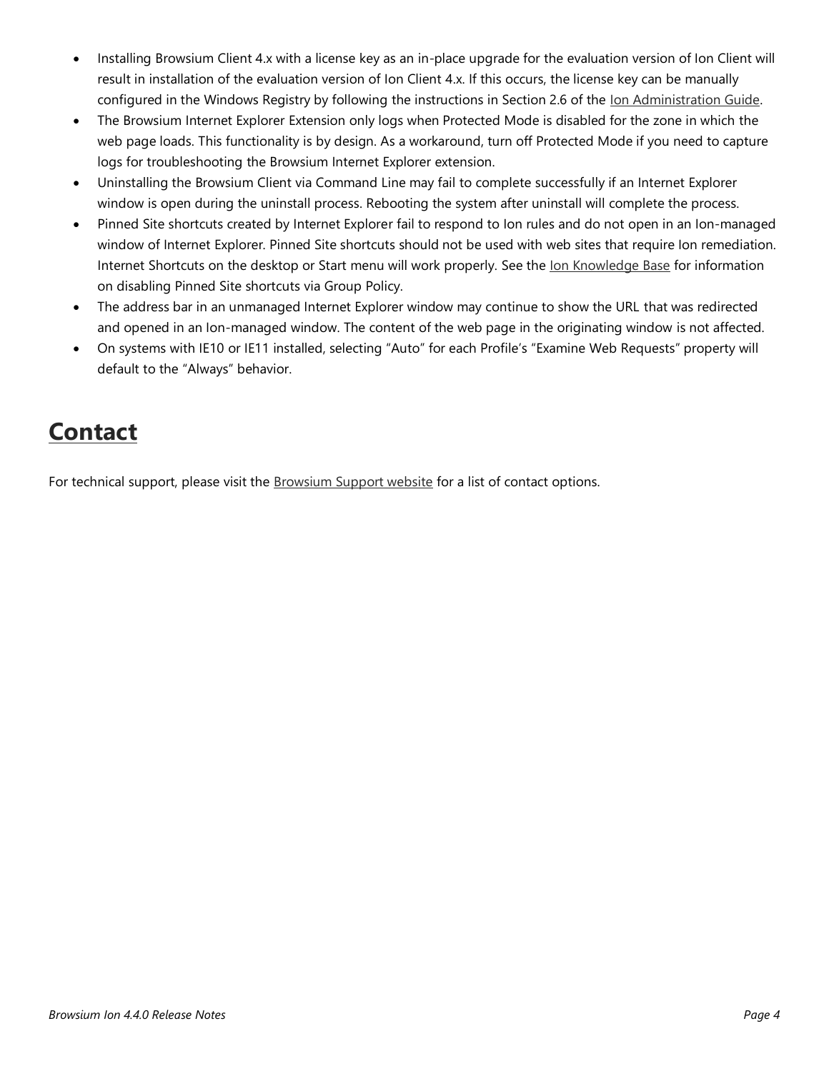- Installing Browsium Client 4.x with a license key as an in-place upgrade for the evaluation version of Ion Client will result in installation of the evaluation version of Ion Client 4.x. If this occurs, the license key can be manually configured in the Windows Registry by following the instructions in Section 2.6 of the Ion Administration Guide.
- The Browsium Internet Explorer Extension only logs when Protected Mode is disabled for the zone in which the web page loads. This functionality is by design. As a workaround, turn off Protected Mode if you need to capture logs for troubleshooting the Browsium Internet Explorer extension.
- Uninstalling the Browsium Client via Command Line may fail to complete successfully if an Internet Explorer window is open during the uninstall process. Rebooting the system after uninstall will complete the process.
- Pinned Site shortcuts created by Internet Explorer fail to respond to Ion rules and do not open in an Ion-managed window of Internet Explorer. Pinned Site shortcuts should not be used with web sites that require Ion remediation. Internet Shortcuts on the desktop or Start menu will work properly. See the Ion Knowledge Base for information on disabling Pinned Site shortcuts via Group Policy.
- The address bar in an unmanaged Internet Explorer window may continue to show the URL that was redirected and opened in an Ion-managed window. The content of the web page in the originating window is not affected.
- On systems with IE10 or IE11 installed, selecting “Auto” for each Profile’s “Examine Web Requests” property will default to the “Always” behavior.

# Contact

For technical support, please visit the Browsium Support website for a list of contact options.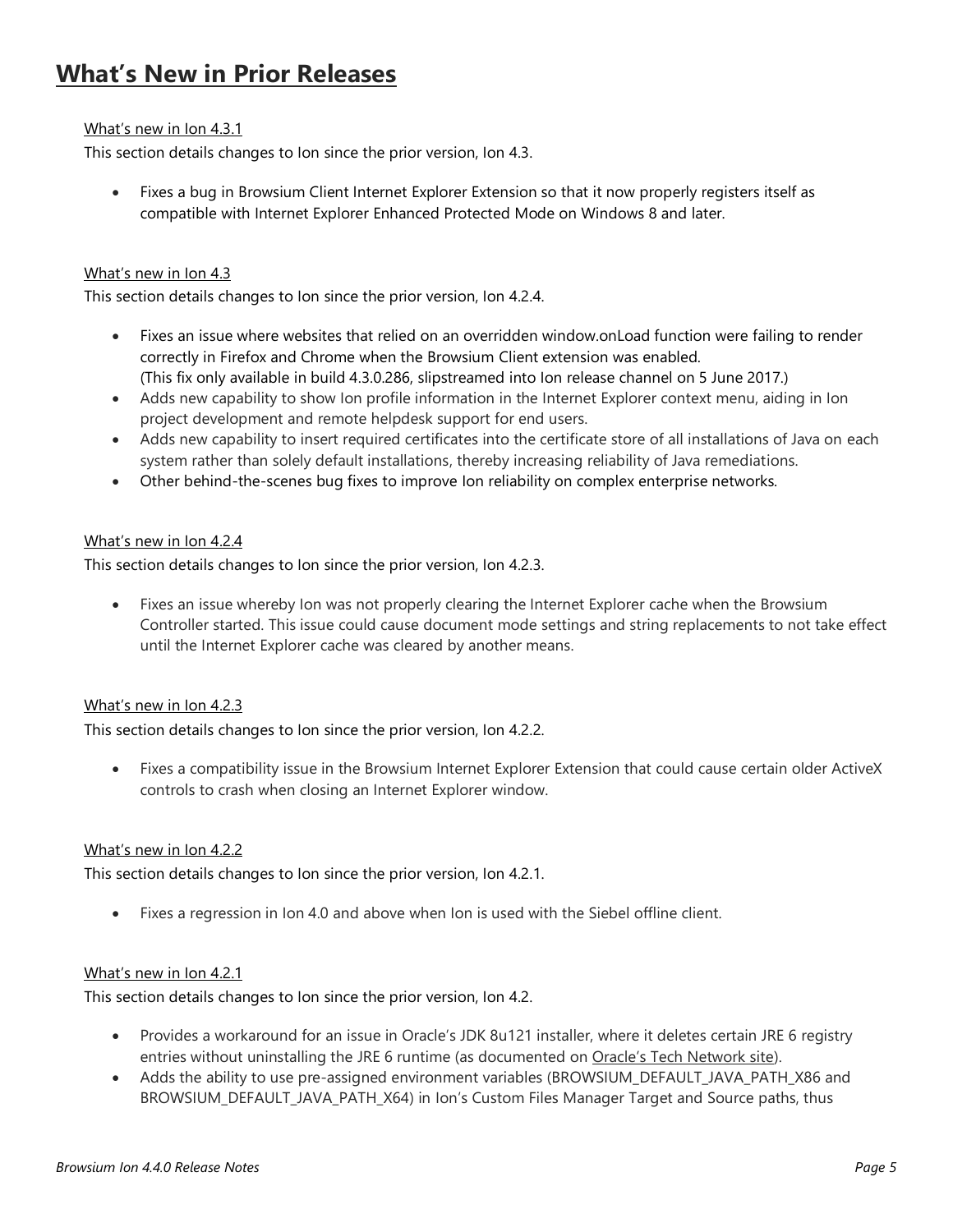# What's New in Prior Releases

What's new in Ion 4.3.1

This section details changes to Ion since the prior version, Ion 4.3.

- Fixes a bug in Browsium Client Internet Explorer Extension so that it now properly registers itself as compatible with Internet Explorer Enhanced Protected Mode on Windows 8 and later.

What's new in Ion 4.3

This section details changes to Ion since the prior version, Ion 4.2.4.

- Fixes an issue where websites that relied on an overridden window.onLoad function were failing to render correctly in Firefox and Chrome when the Browsium Client extension was enabled.
  (This fix only available in build 4.3.0.286, slipstreamed into Ion release channel on 5 June 2017.)
- Adds new capability to show Ion profile information in the Internet Explorer context menu, aiding in Ion project development and remote helpdesk support for end users.
- Adds new capability to insert required certificates into the certificate store of all installations of Java on each system rather than solely default installations, thereby increasing reliability of Java remediations.
- Other behind-the-scenes bug fixes to improve Ion reliability on complex enterprise networks.

What's new in Ion 4.2.4

This section details changes to Ion since the prior version, Ion 4.2.3.

- Fixes an issue whereby Ion was not properly clearing the Internet Explorer cache when the Browsium Controller started. This issue could cause document mode settings and string replacements to not take effect until the Internet Explorer cache was cleared by another means.

What's new in Ion 4.2.3

This section details changes to Ion since the prior version, Ion 4.2.2.

- Fixes a compatibility issue in the Browsium Internet Explorer Extension that could cause certain older ActiveX controls to crash when closing an Internet Explorer window.

What's new in Ion 4.2.2

This section details changes to Ion since the prior version, Ion 4.2.1.

- Fixes a regression in Ion 4.0 and above when Ion is used with the Siebel offline client.

What's new in Ion 4.2.1

This section details changes to Ion since the prior version, Ion 4.2.

- Provides a workaround for an issue in Oracle's JDK 8u121 installer, where it deletes certain JRE 6 registry entries without uninstalling the JRE 6 runtime (as documented on Oracle's Tech Network site).
- Adds the ability to use pre-assigned environment variables (BROWSIUM_DEFAULT_JAVA_PATH_X86 and BROWSIUM_DEFAULT_JAVA_PATH_X64) in Ion's Custom Files Manager Target and Source paths, thus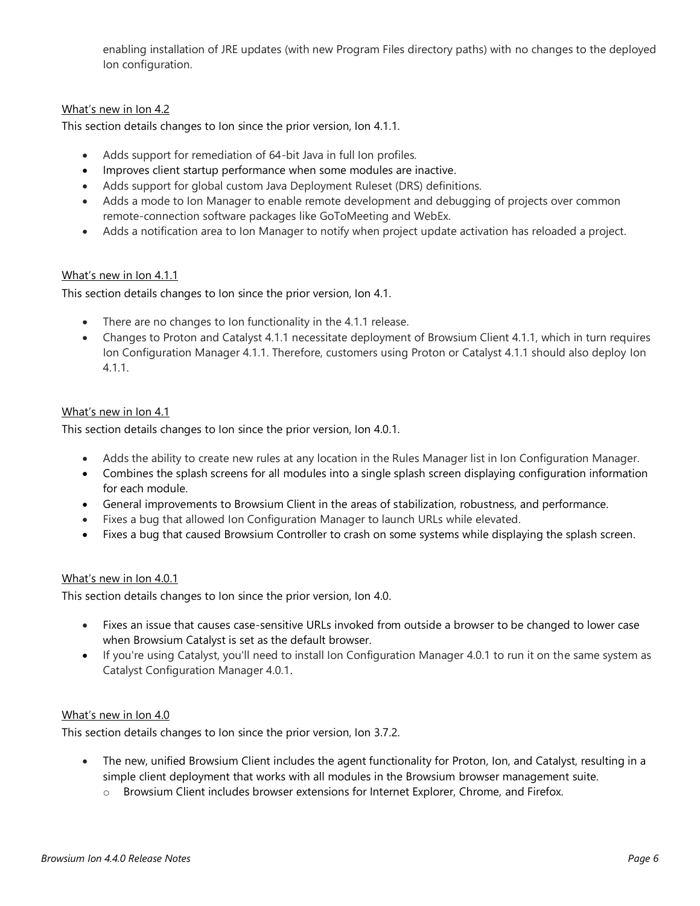enabling installation of JRE updates (with new Program Files directory paths) with no changes to the deployed Ion configuration.

<u>What's new in Ion 4.2</u>

This section details changes to Ion since the prior version, Ion 4.1.1.

- Adds support for remediation of 64-bit Java in full Ion profiles.
- Improves client startup performance when some modules are inactive.
- Adds support for global custom Java Deployment Ruleset (DRS) definitions.
- Adds a mode to Ion Manager to enable remote development and debugging of projects over common remote-connection software packages like GoToMeeting and WebEx.
- Adds a notification area to Ion Manager to notify when project update activation has reloaded a project.

<u>What's new in Ion 4.1.1</u>

This section details changes to Ion since the prior version, Ion 4.1.

- There are no changes to Ion functionality in the 4.1.1 release.
- Changes to Proton and Catalyst 4.1.1 necessitate deployment of Browsium Client 4.1.1, which in turn requires Ion Configuration Manager 4.1.1. Therefore, customers using Proton or Catalyst 4.1.1 should also deploy Ion 4.1.1.

<u>What's new in Ion 4.1</u>

This section details changes to Ion since the prior version, Ion 4.0.1.

- Adds the ability to create new rules at any location in the Rules Manager list in Ion Configuration Manager.
- Combines the splash screens for all modules into a single splash screen displaying configuration information for each module.
- General improvements to Browsium Client in the areas of stabilization, robustness, and performance.
- Fixes a bug that allowed Ion Configuration Manager to launch URLs while elevated.
- Fixes a bug that caused Browsium Controller to crash on some systems while displaying the splash screen.

<u>What's new in Ion 4.0.1</u>

This section details changes to Ion since the prior version, Ion 4.0.

- Fixes an issue that causes case-sensitive URLs invoked from outside a browser to be changed to lower case when Browsium Catalyst is set as the default browser.
- If you're using Catalyst, you'll need to install Ion Configuration Manager 4.0.1 to run it on the same system as Catalyst Configuration Manager 4.0.1.

<u>What's new in Ion 4.0</u>

This section details changes to Ion since the prior version, Ion 3.7.2.

- The new, unified Browsium Client includes the agent functionality for Proton, Ion, and Catalyst, resulting in a simple client deployment that works with all modules in the Browsium browser management suite.
  - Browsium Client includes browser extensions for Internet Explorer, Chrome, and Firefox.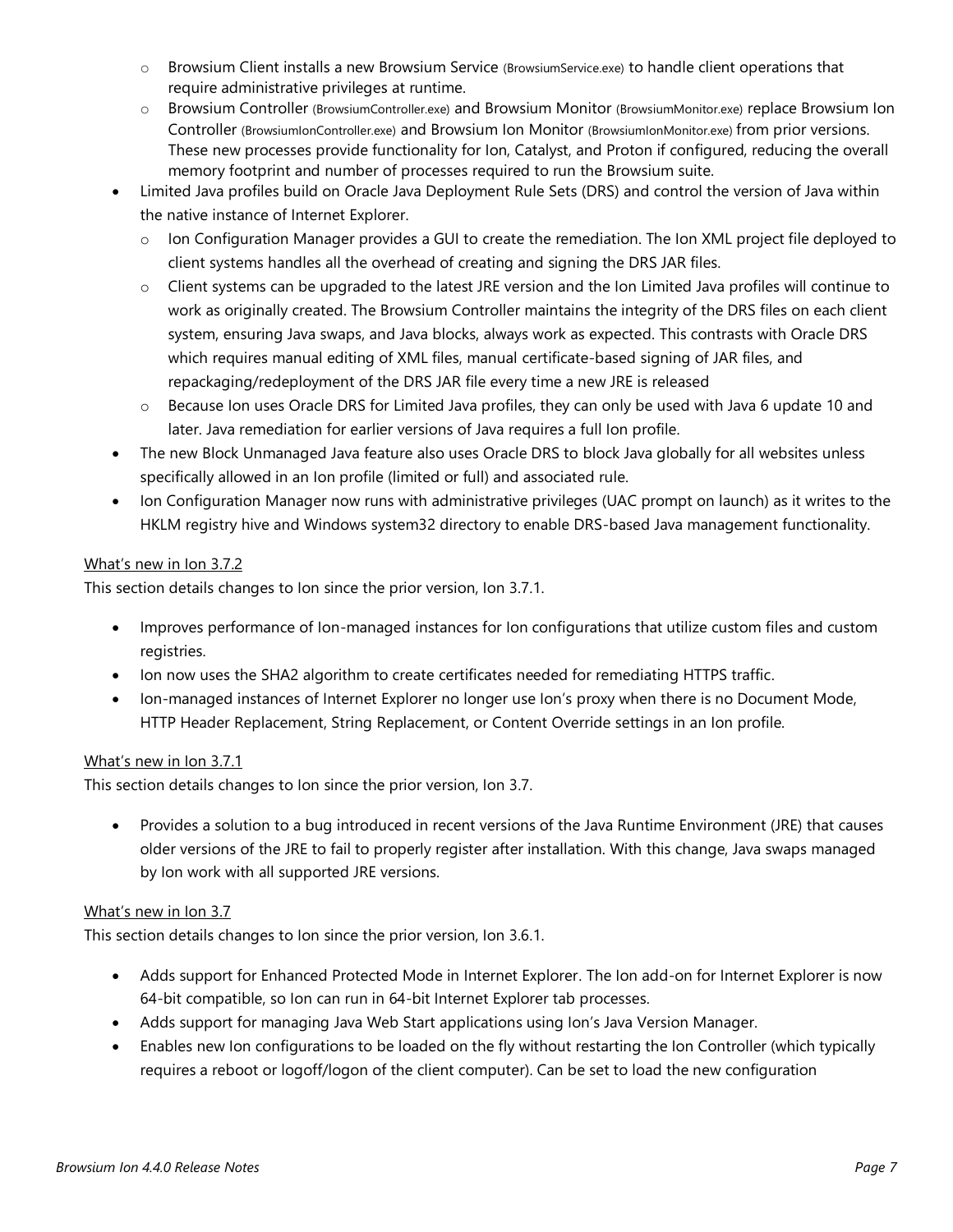- Browsium Client installs a new Browsium Service (BrowsiumService.exe) to handle client operations that require administrative privileges at runtime.
    - Browsium Controller (BrowsiumController.exe) and Browsium Monitor (BrowsiumMonitor.exe) replace Browsium Ion Controller (BrowsiumIonController.exe) and Browsium Ion Monitor (BrowsiumIonMonitor.exe) from prior versions. These new processes provide functionality for Ion, Catalyst, and Proton if configured, reducing the overall memory footprint and number of processes required to run the Browsium suite.
- Limited Java profiles build on Oracle Java Deployment Rule Sets (DRS) and control the version of Java within the native instance of Internet Explorer.
    - Ion Configuration Manager provides a GUI to create the remediation. The Ion XML project file deployed to client systems handles all the overhead of creating and signing the DRS JAR files.
    - Client systems can be upgraded to the latest JRE version and the Ion Limited Java profiles will continue to work as originally created. The Browsium Controller maintains the integrity of the DRS files on each client system, ensuring Java swaps, and Java blocks, always work as expected. This contrasts with Oracle DRS which requires manual editing of XML files, manual certificate-based signing of JAR files, and repackaging/redeployment of the DRS JAR file every time a new JRE is released
    - Because Ion uses Oracle DRS for Limited Java profiles, they can only be used with Java 6 update 10 and later. Java remediation for earlier versions of Java requires a full Ion profile.
- The new Block Unmanaged Java feature also uses Oracle DRS to block Java globally for all websites unless specifically allowed in an Ion profile (limited or full) and associated rule.
- Ion Configuration Manager now runs with administrative privileges (UAC prompt on launch) as it writes to the HKLM registry hive and Windows system32 directory to enable DRS-based Java management functionality.

<u>What's new in Ion 3.7.2</u>

This section details changes to Ion since the prior version, Ion 3.7.1.

- Improves performance of Ion-managed instances for Ion configurations that utilize custom files and custom registries.
- Ion now uses the SHA2 algorithm to create certificates needed for remediating HTTPS traffic.
- Ion-managed instances of Internet Explorer no longer use Ion's proxy when there is no Document Mode, HTTP Header Replacement, String Replacement, or Content Override settings in an Ion profile.

<u>What's new in Ion 3.7.1</u>

This section details changes to Ion since the prior version, Ion 3.7.

- Provides a solution to a bug introduced in recent versions of the Java Runtime Environment (JRE) that causes older versions of the JRE to fail to properly register after installation. With this change, Java swaps managed by Ion work with all supported JRE versions.

<u>What's new in Ion 3.7</u>

This section details changes to Ion since the prior version, Ion 3.6.1.

- Adds support for Enhanced Protected Mode in Internet Explorer. The Ion add-on for Internet Explorer is now 64-bit compatible, so Ion can run in 64-bit Internet Explorer tab processes.
- Adds support for managing Java Web Start applications using Ion's Java Version Manager.
- Enables new Ion configurations to be loaded on the fly without restarting the Ion Controller (which typically requires a reboot or logoff/logon of the client computer). Can be set to load the new configuration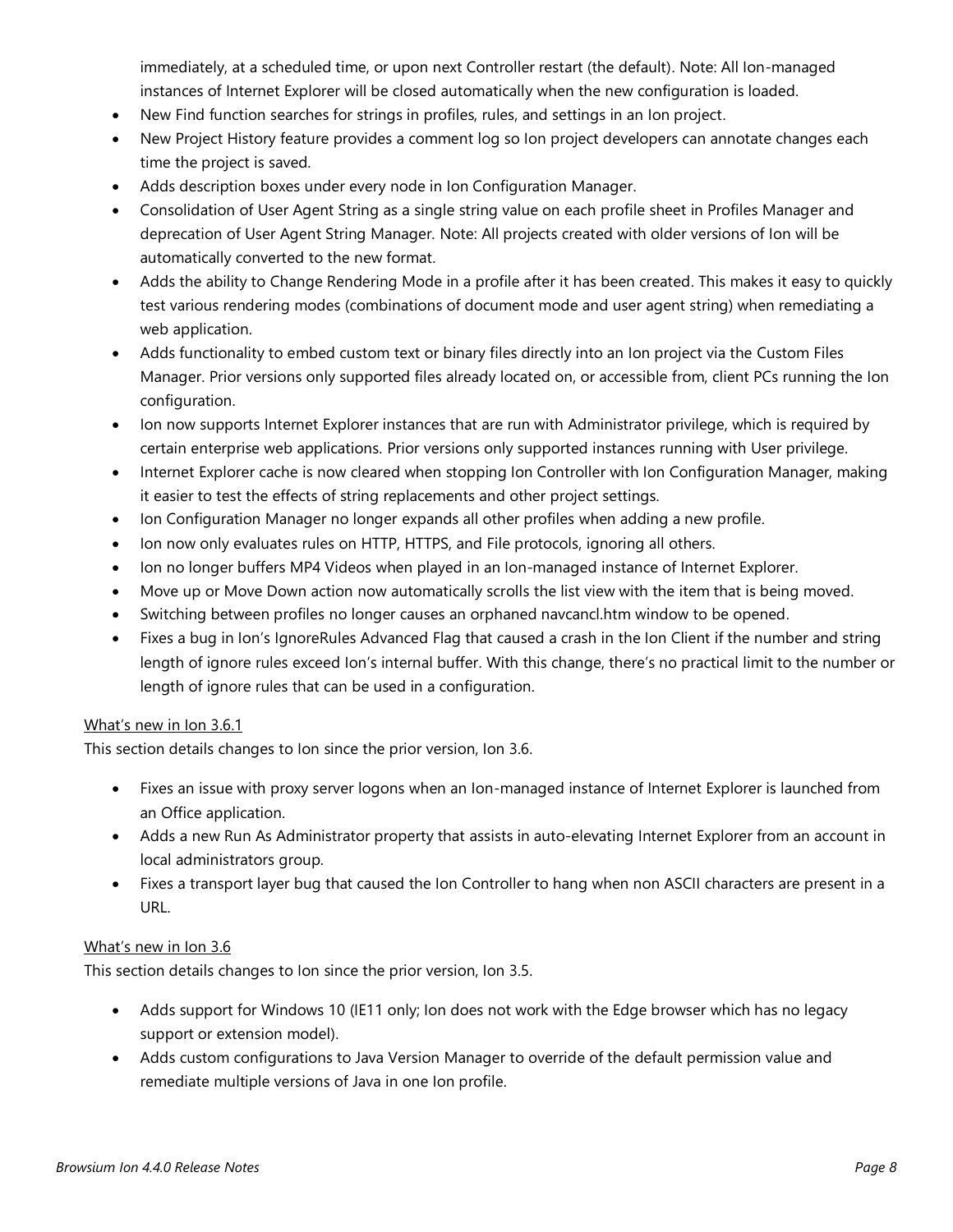immediately, at a scheduled time, or upon next Controller restart (the default). Note: All Ion-managed instances of Internet Explorer will be closed automatically when the new configuration is loaded.

- New Find function searches for strings in profiles, rules, and settings in an Ion project.
- New Project History feature provides a comment log so Ion project developers can annotate changes each time the project is saved.
- Adds description boxes under every node in Ion Configuration Manager.
- Consolidation of User Agent String as a single string value on each profile sheet in Profiles Manager and deprecation of User Agent String Manager. Note: All projects created with older versions of Ion will be automatically converted to the new format.
- Adds the ability to Change Rendering Mode in a profile after it has been created. This makes it easy to quickly test various rendering modes (combinations of document mode and user agent string) when remediating a web application.
- Adds functionality to embed custom text or binary files directly into an Ion project via the Custom Files Manager. Prior versions only supported files already located on, or accessible from, client PCs running the Ion configuration.
- Ion now supports Internet Explorer instances that are run with Administrator privilege, which is required by certain enterprise web applications. Prior versions only supported instances running with User privilege.
- Internet Explorer cache is now cleared when stopping Ion Controller with Ion Configuration Manager, making it easier to test the effects of string replacements and other project settings.
- Ion Configuration Manager no longer expands all other profiles when adding a new profile.
- Ion now only evaluates rules on HTTP, HTTPS, and File protocols, ignoring all others.
- Ion no longer buffers MP4 Videos when played in an Ion-managed instance of Internet Explorer.
- Move up or Move Down action now automatically scrolls the list view with the item that is being moved.
- Switching between profiles no longer causes an orphaned navcancl.htm window to be opened.
- Fixes a bug in Ion's IgnoreRules Advanced Flag that caused a crash in the Ion Client if the number and string length of ignore rules exceed Ion's internal buffer. With this change, there's no practical limit to the number or length of ignore rules that can be used in a configuration.

<u>What's new in Ion 3.6.1</u>

This section details changes to Ion since the prior version, Ion 3.6.

- Fixes an issue with proxy server logons when an Ion-managed instance of Internet Explorer is launched from an Office application.
- Adds a new Run As Administrator property that assists in auto-elevating Internet Explorer from an account in local administrators group.
- Fixes a transport layer bug that caused the Ion Controller to hang when non ASCII characters are present in a URL.

<u>What's new in Ion 3.6</u>

This section details changes to Ion since the prior version, Ion 3.5.

- Adds support for Windows 10 (IE11 only; Ion does not work with the Edge browser which has no legacy support or extension model).
- Adds custom configurations to Java Version Manager to override of the default permission value and remediate multiple versions of Java in one Ion profile.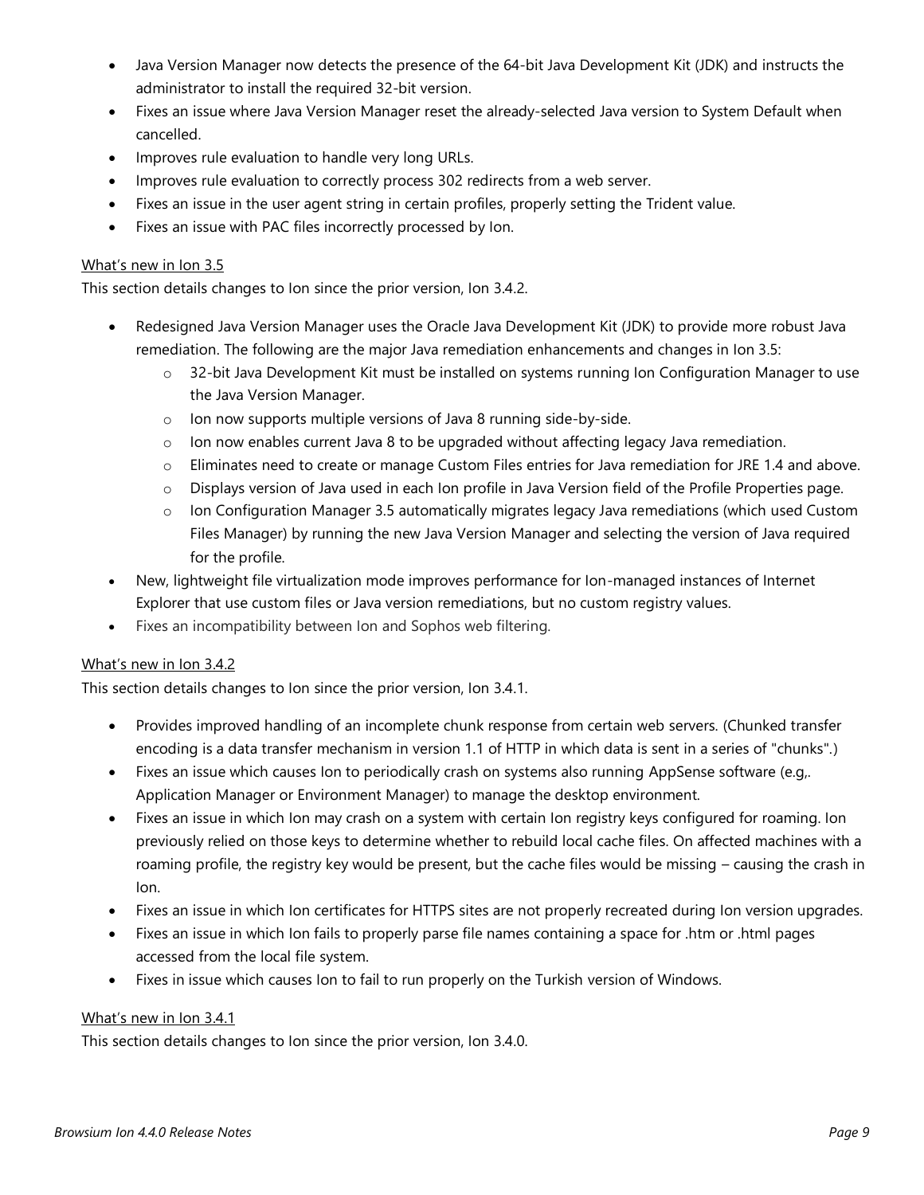- Java Version Manager now detects the presence of the 64-bit Java Development Kit (JDK) and instructs the administrator to install the required 32-bit version.
- Fixes an issue where Java Version Manager reset the already-selected Java version to System Default when cancelled.
- Improves rule evaluation to handle very long URLs.
- Improves rule evaluation to correctly process 302 redirects from a web server.
- Fixes an issue in the user agent string in certain profiles, properly setting the Trident value.
- Fixes an issue with PAC files incorrectly processed by Ion.

<u>What's new in Ion 3.5</u>

This section details changes to Ion since the prior version, Ion 3.4.2.

- Redesigned Java Version Manager uses the Oracle Java Development Kit (JDK) to provide more robust Java remediation. The following are the major Java remediation enhancements and changes in Ion 3.5:
    - 32-bit Java Development Kit must be installed on systems running Ion Configuration Manager to use the Java Version Manager.
    - Ion now supports multiple versions of Java 8 running side-by-side.
    - Ion now enables current Java 8 to be upgraded without affecting legacy Java remediation.
    - Eliminates need to create or manage Custom Files entries for Java remediation for JRE 1.4 and above.
    - Displays version of Java used in each Ion profile in Java Version field of the Profile Properties page.
    - Ion Configuration Manager 3.5 automatically migrates legacy Java remediations (which used Custom Files Manager) by running the new Java Version Manager and selecting the version of Java required for the profile.
- New, lightweight file virtualization mode improves performance for Ion-managed instances of Internet Explorer that use custom files or Java version remediations, but no custom registry values.
- Fixes an incompatibility between Ion and Sophos web filtering.

<u>What's new in Ion 3.4.2</u>

This section details changes to Ion since the prior version, Ion 3.4.1.

- Provides improved handling of an incomplete chunk response from certain web servers. (Chunked transfer encoding is a data transfer mechanism in version 1.1 of HTTP in which data is sent in a series of "chunks".)
- Fixes an issue which causes Ion to periodically crash on systems also running AppSense software (e.g,. Application Manager or Environment Manager) to manage the desktop environment.
- Fixes an issue in which Ion may crash on a system with certain Ion registry keys configured for roaming. Ion previously relied on those keys to determine whether to rebuild local cache files. On affected machines with a roaming profile, the registry key would be present, but the cache files would be missing – causing the crash in Ion.
- Fixes an issue in which Ion certificates for HTTPS sites are not properly recreated during Ion version upgrades.
- Fixes an issue in which Ion fails to properly parse file names containing a space for .htm or .html pages accessed from the local file system.
- Fixes in issue which causes Ion to fail to run properly on the Turkish version of Windows.

<u>What's new in Ion 3.4.1</u>

This section details changes to Ion since the prior version, Ion 3.4.0.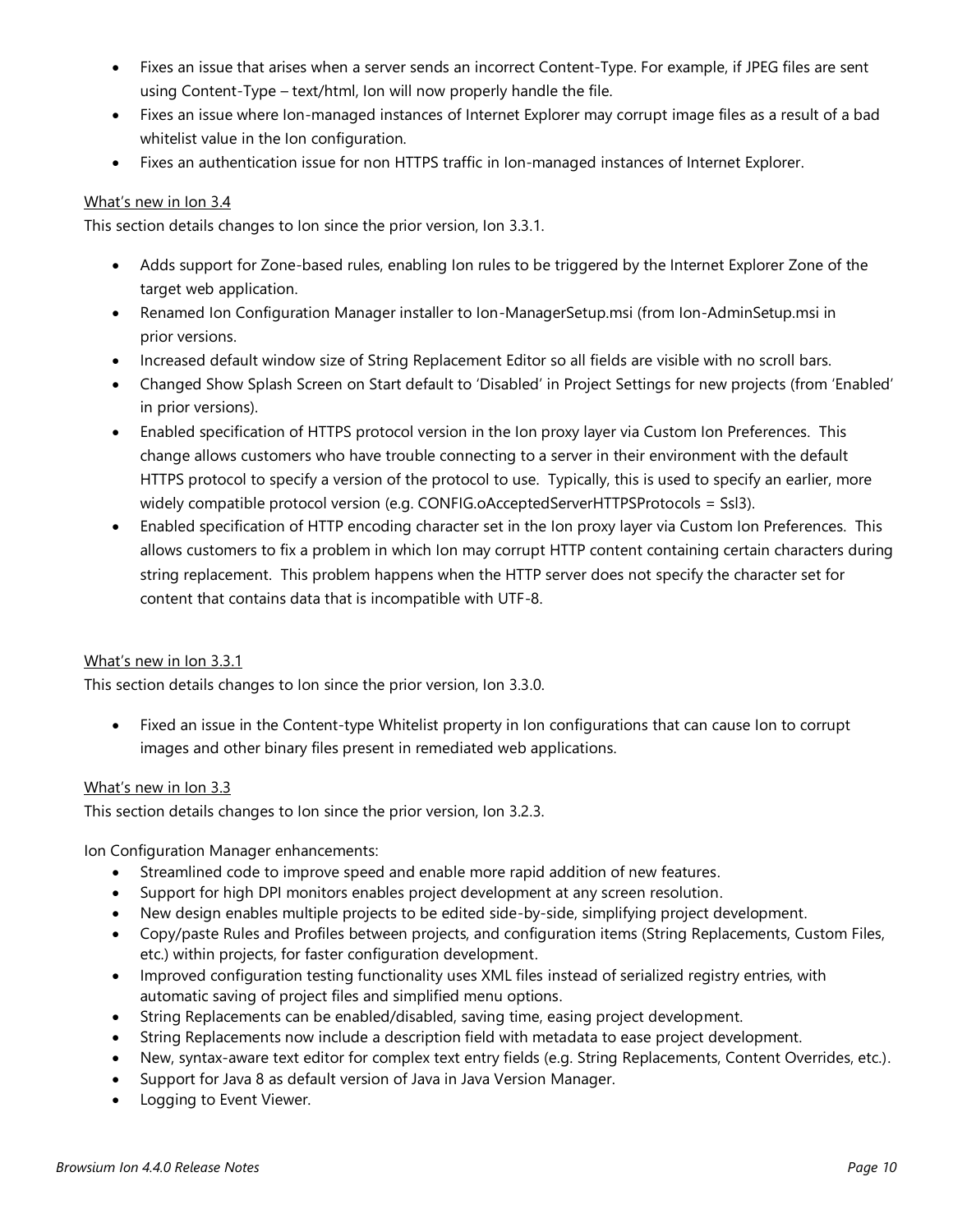- Fixes an issue that arises when a server sends an incorrect Content-Type. For example, if JPEG files are sent using Content-Type – text/html, Ion will now properly handle the file.
- Fixes an issue where Ion-managed instances of Internet Explorer may corrupt image files as a result of a bad whitelist value in the Ion configuration.
- Fixes an authentication issue for non HTTPS traffic in Ion-managed instances of Internet Explorer.

What's new in Ion 3.4

This section details changes to Ion since the prior version, Ion 3.3.1.

- Adds support for Zone-based rules, enabling Ion rules to be triggered by the Internet Explorer Zone of the target web application.
- Renamed Ion Configuration Manager installer to Ion-ManagerSetup.msi (from Ion-AdminSetup.msi in prior versions.
- Increased default window size of String Replacement Editor so all fields are visible with no scroll bars.
- Changed Show Splash Screen on Start default to 'Disabled' in Project Settings for new projects (from 'Enabled' in prior versions).
- Enabled specification of HTTPS protocol version in the Ion proxy layer via Custom Ion Preferences. This change allows customers who have trouble connecting to a server in their environment with the default HTTPS protocol to specify a version of the protocol to use. Typically, this is used to specify an earlier, more widely compatible protocol version (e.g. CONFIG.oAcceptedServerHTTPSProtocols = Ssl3).
- Enabled specification of HTTP encoding character set in the Ion proxy layer via Custom Ion Preferences. This allows customers to fix a problem in which Ion may corrupt HTTP content containing certain characters during string replacement. This problem happens when the HTTP server does not specify the character set for content that contains data that is incompatible with UTF-8.

What's new in Ion 3.3.1

This section details changes to Ion since the prior version, Ion 3.3.0.

- Fixed an issue in the Content-type Whitelist property in Ion configurations that can cause Ion to corrupt images and other binary files present in remediated web applications.

What's new in Ion 3.3

This section details changes to Ion since the prior version, Ion 3.2.3.

Ion Configuration Manager enhancements:

- Streamlined code to improve speed and enable more rapid addition of new features.
- Support for high DPI monitors enables project development at any screen resolution.
- New design enables multiple projects to be edited side-by-side, simplifying project development.
- Copy/paste Rules and Profiles between projects, and configuration items (String Replacements, Custom Files, etc.) within projects, for faster configuration development.
- Improved configuration testing functionality uses XML files instead of serialized registry entries, with automatic saving of project files and simplified menu options.
- String Replacements can be enabled/disabled, saving time, easing project development.
- String Replacements now include a description field with metadata to ease project development.
- New, syntax-aware text editor for complex text entry fields (e.g. String Replacements, Content Overrides, etc.).
- Support for Java 8 as default version of Java in Java Version Manager.
- Logging to Event Viewer.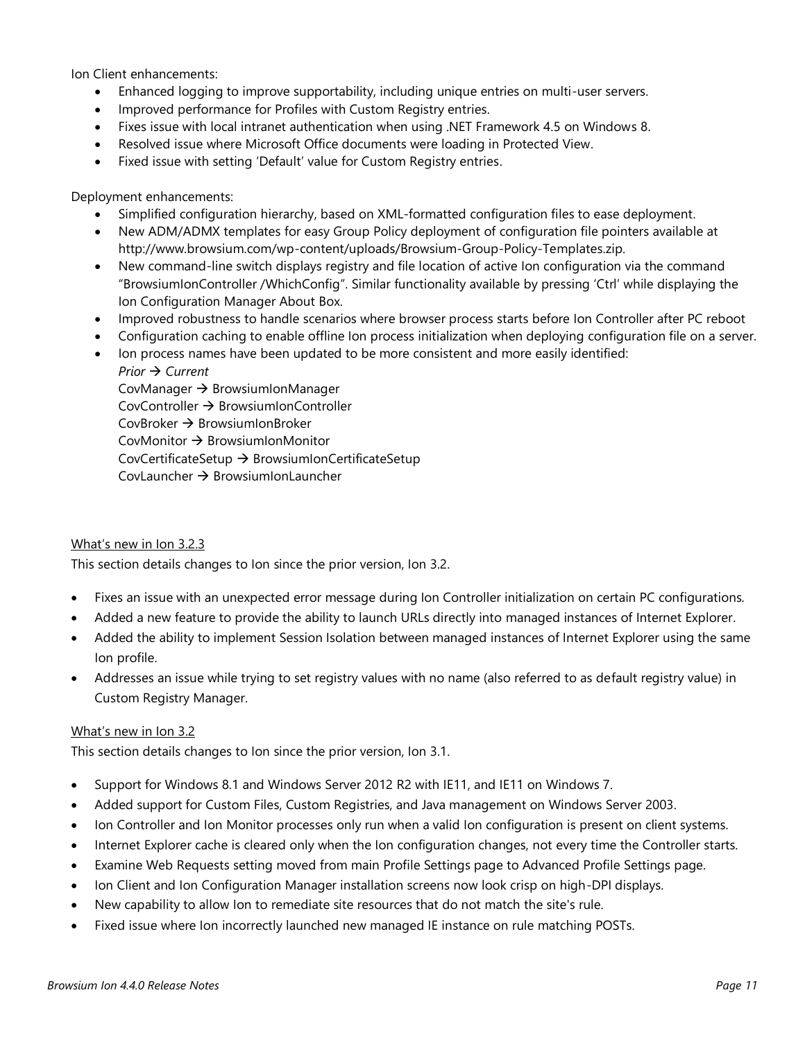Ion Client enhancements:

- Enhanced logging to improve supportability, including unique entries on multi-user servers.
- Improved performance for Profiles with Custom Registry entries.
- Fixes issue with local intranet authentication when using .NET Framework 4.5 on Windows 8.
- Resolved issue where Microsoft Office documents were loading in Protected View.
- Fixed issue with setting 'Default' value for Custom Registry entries.

Deployment enhancements:

- Simplified configuration hierarchy, based on XML-formatted configuration files to ease deployment.
- New ADM/ADMX templates for easy Group Policy deployment of configuration file pointers available at http://www.browsium.com/wp-content/uploads/Browsium-Group-Policy-Templates.zip.
- New command-line switch displays registry and file location of active Ion configuration via the command "BrowsiumIonController /WhichConfig". Similar functionality available by pressing 'Ctrl' while displaying the Ion Configuration Manager About Box.
- Improved robustness to handle scenarios where browser process starts before Ion Controller after PC reboot
- Configuration caching to enable offline Ion process initialization when deploying configuration file on a server.
- Ion process names have been updated to be more consistent and more easily identified:
  *Prior → Current*
  CovManager → BrowsiumIonManager
  CovController → BrowsiumIonController
  CovBroker → BrowsiumIonBroker
  CovMonitor → BrowsiumIonMonitor
  CovCertificateSetup → BrowsiumIonCertificateSetup
  CovLauncher → BrowsiumIonLauncher

## What's new in Ion 3.2.3

This section details changes to Ion since the prior version, Ion 3.2.

- Fixes an issue with an unexpected error message during Ion Controller initialization on certain PC configurations.
- Added a new feature to provide the ability to launch URLs directly into managed instances of Internet Explorer.
- Added the ability to implement Session Isolation between managed instances of Internet Explorer using the same Ion profile.
- Addresses an issue while trying to set registry values with no name (also referred to as default registry value) in Custom Registry Manager.

## What's new in Ion 3.2

This section details changes to Ion since the prior version, Ion 3.1.

- Support for Windows 8.1 and Windows Server 2012 R2 with IE11, and IE11 on Windows 7.
- Added support for Custom Files, Custom Registries, and Java management on Windows Server 2003.
- Ion Controller and Ion Monitor processes only run when a valid Ion configuration is present on client systems.
- Internet Explorer cache is cleared only when the Ion configuration changes, not every time the Controller starts.
- Examine Web Requests setting moved from main Profile Settings page to Advanced Profile Settings page.
- Ion Client and Ion Configuration Manager installation screens now look crisp on high-DPI displays.
- New capability to allow Ion to remediate site resources that do not match the site's rule.
- Fixed issue where Ion incorrectly launched new managed IE instance on rule matching POSTs.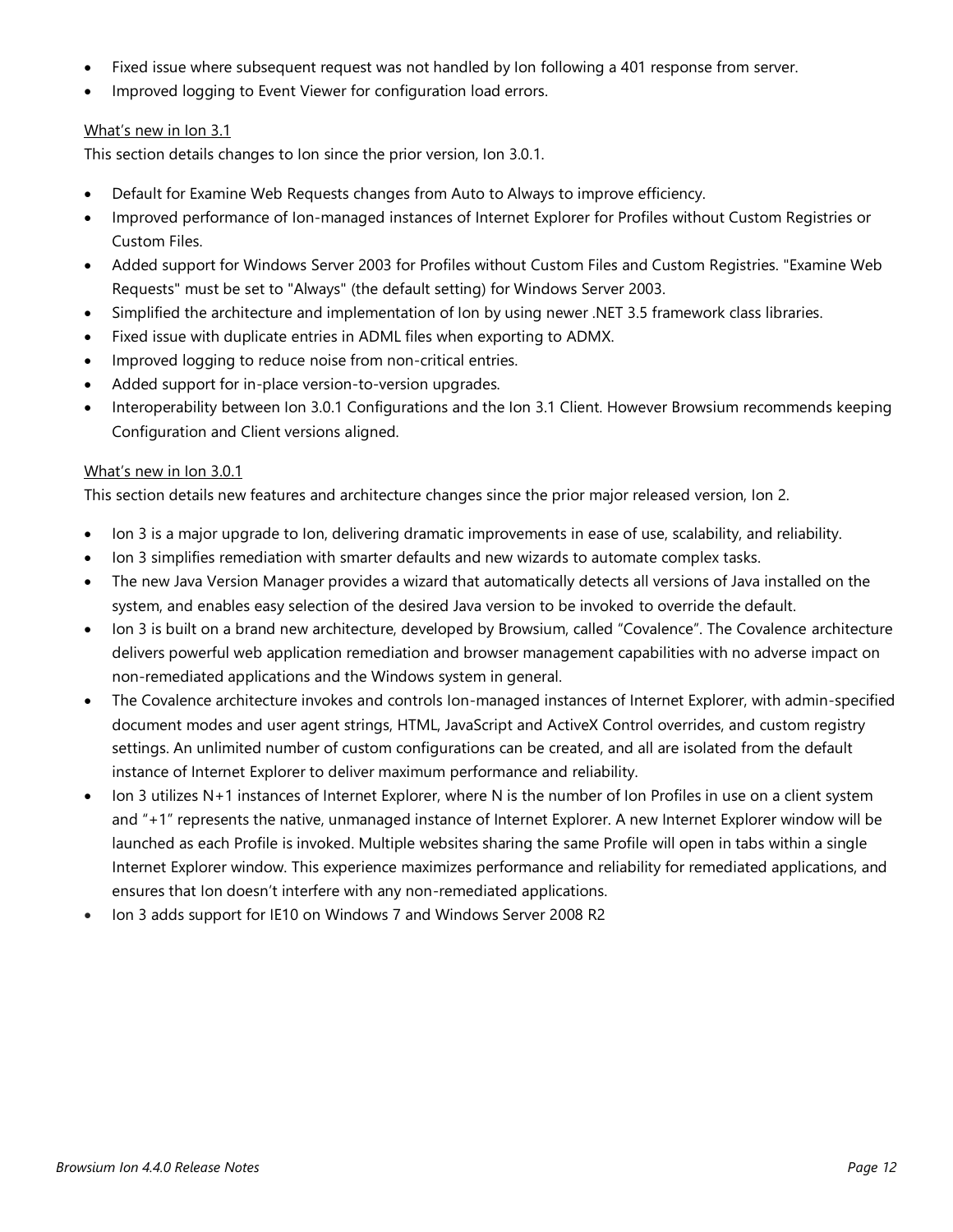- Fixed issue where subsequent request was not handled by Ion following a 401 response from server.
- Improved logging to Event Viewer for configuration load errors.

What's new in Ion 3.1

This section details changes to Ion since the prior version, Ion 3.0.1.

- Default for Examine Web Requests changes from Auto to Always to improve efficiency.
- Improved performance of Ion-managed instances of Internet Explorer for Profiles without Custom Registries or Custom Files.
- Added support for Windows Server 2003 for Profiles without Custom Files and Custom Registries. "Examine Web Requests" must be set to "Always" (the default setting) for Windows Server 2003.
- Simplified the architecture and implementation of Ion by using newer .NET 3.5 framework class libraries.
- Fixed issue with duplicate entries in ADML files when exporting to ADMX.
- Improved logging to reduce noise from non-critical entries.
- Added support for in-place version-to-version upgrades.
- Interoperability between Ion 3.0.1 Configurations and the Ion 3.1 Client. However Browsium recommends keeping Configuration and Client versions aligned.

What's new in Ion 3.0.1

This section details new features and architecture changes since the prior major released version, Ion 2.

- Ion 3 is a major upgrade to Ion, delivering dramatic improvements in ease of use, scalability, and reliability.
- Ion 3 simplifies remediation with smarter defaults and new wizards to automate complex tasks.
- The new Java Version Manager provides a wizard that automatically detects all versions of Java installed on the system, and enables easy selection of the desired Java version to be invoked to override the default.
- Ion 3 is built on a brand new architecture, developed by Browsium, called "Covalence". The Covalence architecture delivers powerful web application remediation and browser management capabilities with no adverse impact on non-remediated applications and the Windows system in general.
- The Covalence architecture invokes and controls Ion-managed instances of Internet Explorer, with admin-specified document modes and user agent strings, HTML, JavaScript and ActiveX Control overrides, and custom registry settings. An unlimited number of custom configurations can be created, and all are isolated from the default instance of Internet Explorer to deliver maximum performance and reliability.
- Ion 3 utilizes N+1 instances of Internet Explorer, where N is the number of Ion Profiles in use on a client system and "+1" represents the native, unmanaged instance of Internet Explorer. A new Internet Explorer window will be launched as each Profile is invoked. Multiple websites sharing the same Profile will open in tabs within a single Internet Explorer window. This experience maximizes performance and reliability for remediated applications, and ensures that Ion doesn't interfere with any non-remediated applications.
- Ion 3 adds support for IE10 on Windows 7 and Windows Server 2008 R2